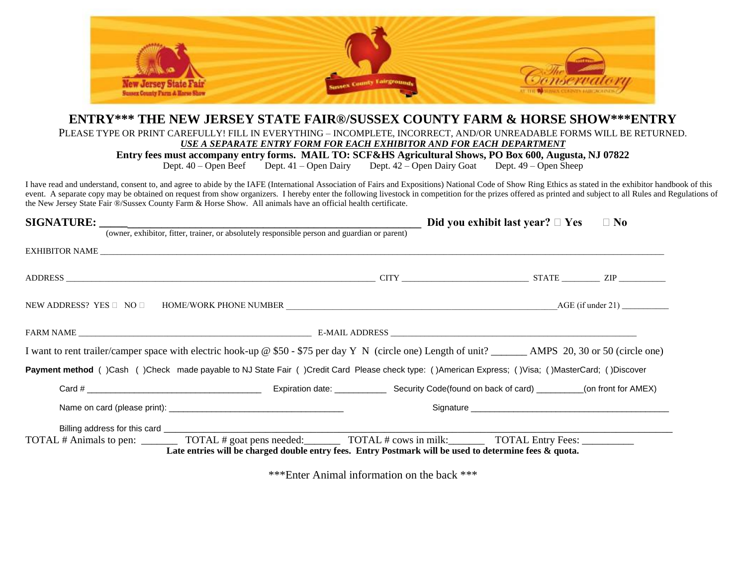# ENTRY*** THE NEW JERSEY STATE FAIR®/SUSSEX COUNTY FARM & HORSE SHOW***ENTRY

PLEASE TYPE OR PRINT CAREFULLY! FILL IN EVERYTHING – INCOMPLETE, INCORRECT, AND/OR UNREADABLE FORMS WILL BE RETURNED.

***USE A SEPARATE ENTRY FORM FOR EACH EXHIBITOR AND FOR EACH DEPARTMENT***

**Entry fees must accompany entry forms. MAIL TO: SCF&HS Agricultural Shows, PO Box 600, Augusta, NJ 07822**

Dept. 40 – Open Beef  Dept. 41 – Open Dairy  Dept. 42 – Open Dairy Goat  Dept. 49 – Open Sheep

I have read and understand, consent to, and agree to abide by the IAFE (International Association of Fairs and Expositions) National Code of Show Ring Ethics as stated in the exhibitor handbook of this event. A separate copy may be obtained on request from show organizers. I hereby enter the following livestock in competition for the prizes offered as printed and subject to all Rules and Regulations of the New Jersey State Fair ®/Sussex County Farm & Horse Show. All animals have an official health certificate.

**SIGNATURE: ________________________________________________** **Did you exhibit last year? ☐ Yes ☐ No**

(owner, exhibitor, fitter, trainer, or absolutely responsible person and guardian or parent)

EXHIBITOR NAME ________________________________________________

ADDRESS ________________________________ CITY ____________________ STATE ________ ZIP __________

NEW ADDRESS? YES ☐ NO ☐  HOME/WORK PHONE NUMBER ________________________________ AGE (if under 21) __________

FARM NAME ________________________________ E-MAIL ADDRESS ________________________________

I want to rent trailer/camper space with electric hook-up @ $50 - $75 per day Y N (circle one) Length of unit? _______ AMPS 20, 30 or 50 (circle one)

**Payment method** ( )Cash ( )Check made payable to NJ State Fair ( )Credit Card Please check type: ( )American Express; ( )Visa; ( )MasterCard; ( )Discover

Card # ________________________________ Expiration date: ___________ Security Code(found on back of card) __________(on front for AMEX)

Name on card (please print): ________________________________ Signature ________________________________

Billing address for this card ________________________________________________

TOTAL # Animals to pen: _______ TOTAL # goat pens needed:_______ TOTAL # cows in milk:_______ TOTAL Entry Fees: __________

**Late entries will be charged double entry fees. Entry Postmark will be used to determine fees & quota.**

***Enter Animal information on the back ***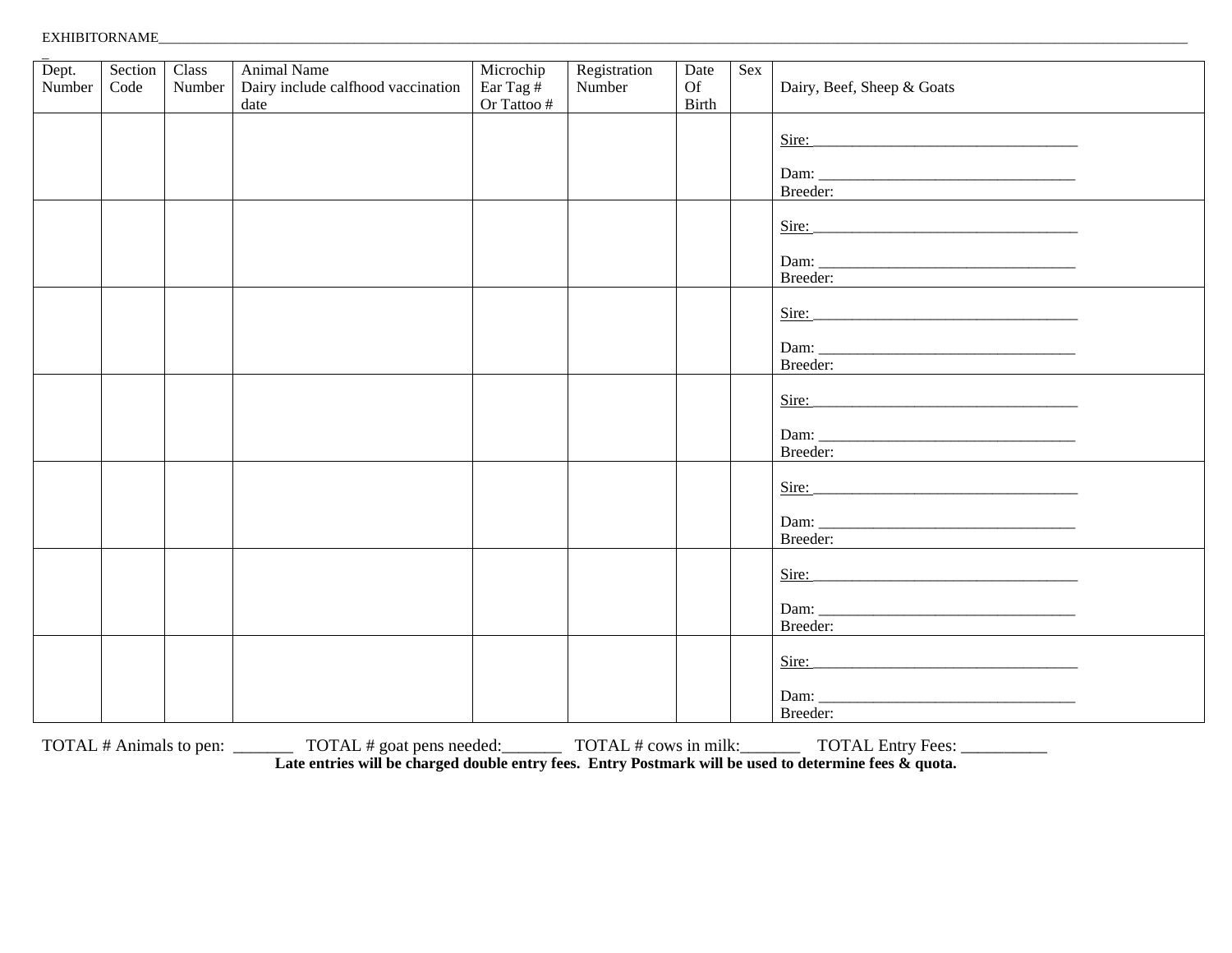EXHIBITORNAME\_\_\_\_\_\_\_\_\_\_\_\_\_\_\_\_\_\_\_\_\_\_\_\_\_\_\_\_\_\_\_\_\_\_\_\_\_\_\_\_\_\_\_\_\_\_\_\_\_\_\_\_\_\_\_\_\_\_\_\_\_\_\_\_\_\_\_\_\_\_\_\_\_\_\_\_\_\_\_\_\_\_\_\_\_\_\_\_\_\_\_\_\_\_\_\_\_\_\_\_\_\_\_\_\_\_\_\_\_\_

| Dept. Number | Section Code | Class Number | Animal Name Dairy include calfhood vaccination date | Microchip Ear Tag # Or Tattoo # | Registration Number | Date Of Birth | Sex | Dairy, Beef, Sheep & Goats |
|---|---|---|---|---|---|---|---|---|
| | | | | | | | | Sire:\_\_\_\_\_\_\_\_\_\_\_\_\_\_\_\_\_\_\_\_\_\_\_\_\_\_\_\_\_\_\_\_\_\_\_ Dam: \_\_\_\_\_\_\_\_\_\_\_\_\_\_\_\_\_\_\_\_\_\_\_\_\_\_\_\_\_\_\_\_\_\_ Breeder: |
| | | | | | | | | Sire:\_\_\_\_\_\_\_\_\_\_\_\_\_\_\_\_\_\_\_\_\_\_\_\_\_\_\_\_\_\_\_\_\_\_\_ Dam: \_\_\_\_\_\_\_\_\_\_\_\_\_\_\_\_\_\_\_\_\_\_\_\_\_\_\_\_\_\_\_\_\_\_ Breeder: |
| | | | | | | | | Sire:\_\_\_\_\_\_\_\_\_\_\_\_\_\_\_\_\_\_\_\_\_\_\_\_\_\_\_\_\_\_\_\_\_\_\_ Dam: \_\_\_\_\_\_\_\_\_\_\_\_\_\_\_\_\_\_\_\_\_\_\_\_\_\_\_\_\_\_\_\_\_\_ Breeder: |
| | | | | | | | | Sire:\_\_\_\_\_\_\_\_\_\_\_\_\_\_\_\_\_\_\_\_\_\_\_\_\_\_\_\_\_\_\_\_\_\_\_ Dam: \_\_\_\_\_\_\_\_\_\_\_\_\_\_\_\_\_\_\_\_\_\_\_\_\_\_\_\_\_\_\_\_\_\_ Breeder: |
| | | | | | | | | Sire:\_\_\_\_\_\_\_\_\_\_\_\_\_\_\_\_\_\_\_\_\_\_\_\_\_\_\_\_\_\_\_\_\_\_\_ Dam: \_\_\_\_\_\_\_\_\_\_\_\_\_\_\_\_\_\_\_\_\_\_\_\_\_\_\_\_\_\_\_\_\_\_ Breeder: |
| | | | | | | | | Sire:\_\_\_\_\_\_\_\_\_\_\_\_\_\_\_\_\_\_\_\_\_\_\_\_\_\_\_\_\_\_\_\_\_\_\_ Dam: \_\_\_\_\_\_\_\_\_\_\_\_\_\_\_\_\_\_\_\_\_\_\_\_\_\_\_\_\_\_\_\_\_\_ Breeder: |
| | | | | | | | | Sire:\_\_\_\_\_\_\_\_\_\_\_\_\_\_\_\_\_\_\_\_\_\_\_\_\_\_\_\_\_\_\_\_\_\_\_ Dam: \_\_\_\_\_\_\_\_\_\_\_\_\_\_\_\_\_\_\_\_\_\_\_\_\_\_\_\_\_\_\_\_\_\_ Breeder: |

TOTAL # Animals to pen: \_\_\_\_\_\_\_ TOTAL # goat pens needed:\_\_\_\_\_\_\_ TOTAL # cows in milk:\_\_\_\_\_\_\_ TOTAL Entry Fees: \_\_\_\_\_\_\_\_\_\_

**Late entries will be charged double entry fees. Entry Postmark will be used to determine fees & quota.**